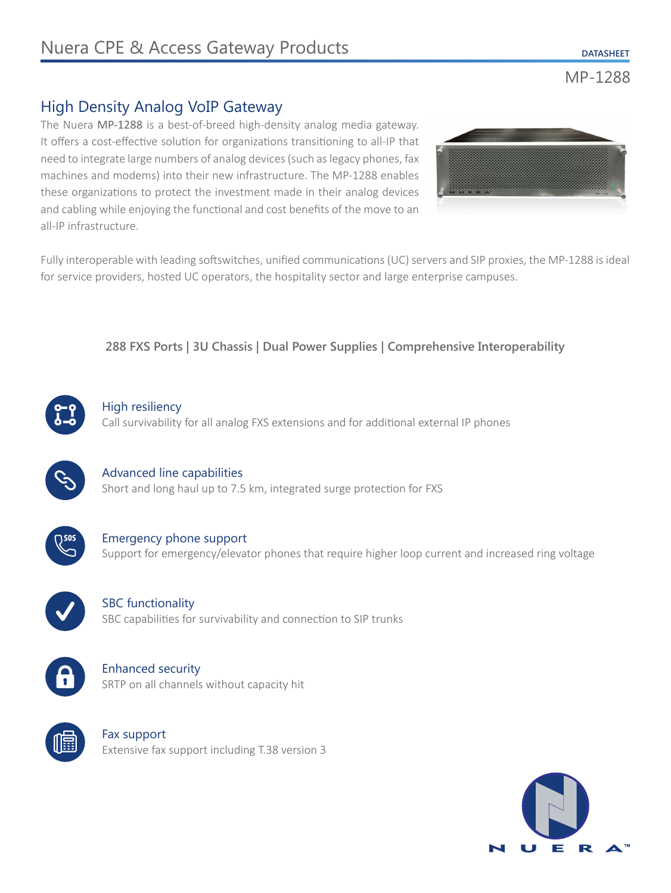# Nuera CPE & Access Gateway Products

DATASHEET

MP-1288

## High Density Analog VoIP Gateway

The Nuera **MP-1288** is a best-of-breed high-density analog media gateway. It offers a cost-effective solution for organizations transitioning to all-IP that need to integrate large numbers of analog devices (such as legacy phones, fax machines and modems) into their new infrastructure. The MP-1288 enables these organizations to protect the investment made in their analog devices and cabling while enjoying the functional and cost benefits of the move to an all-IP infrastructure.

Fully interoperable with leading softswitches, unified communications (UC) servers and SIP proxies, the MP-1288 is ideal for service providers, hosted UC operators, the hospitality sector and large enterprise campuses.

**288 FXS Ports | 3U Chassis | Dual Power Supplies | Comprehensive Interoperability**

### High resiliency
Call survivability for all analog FXS extensions and for additional external IP phones

### Advanced line capabilities
Short and long haul up to 7.5 km, integrated surge protection for FXS

### Emergency phone support
Support for emergency/elevator phones that require higher loop current and increased ring voltage

### SBC functionality
SBC capabilities for survivability and connection to SIP trunks

### Enhanced security
SRTP on all channels without capacity hit

### Fax support
Extensive fax support including T.38 version 3

NUERA™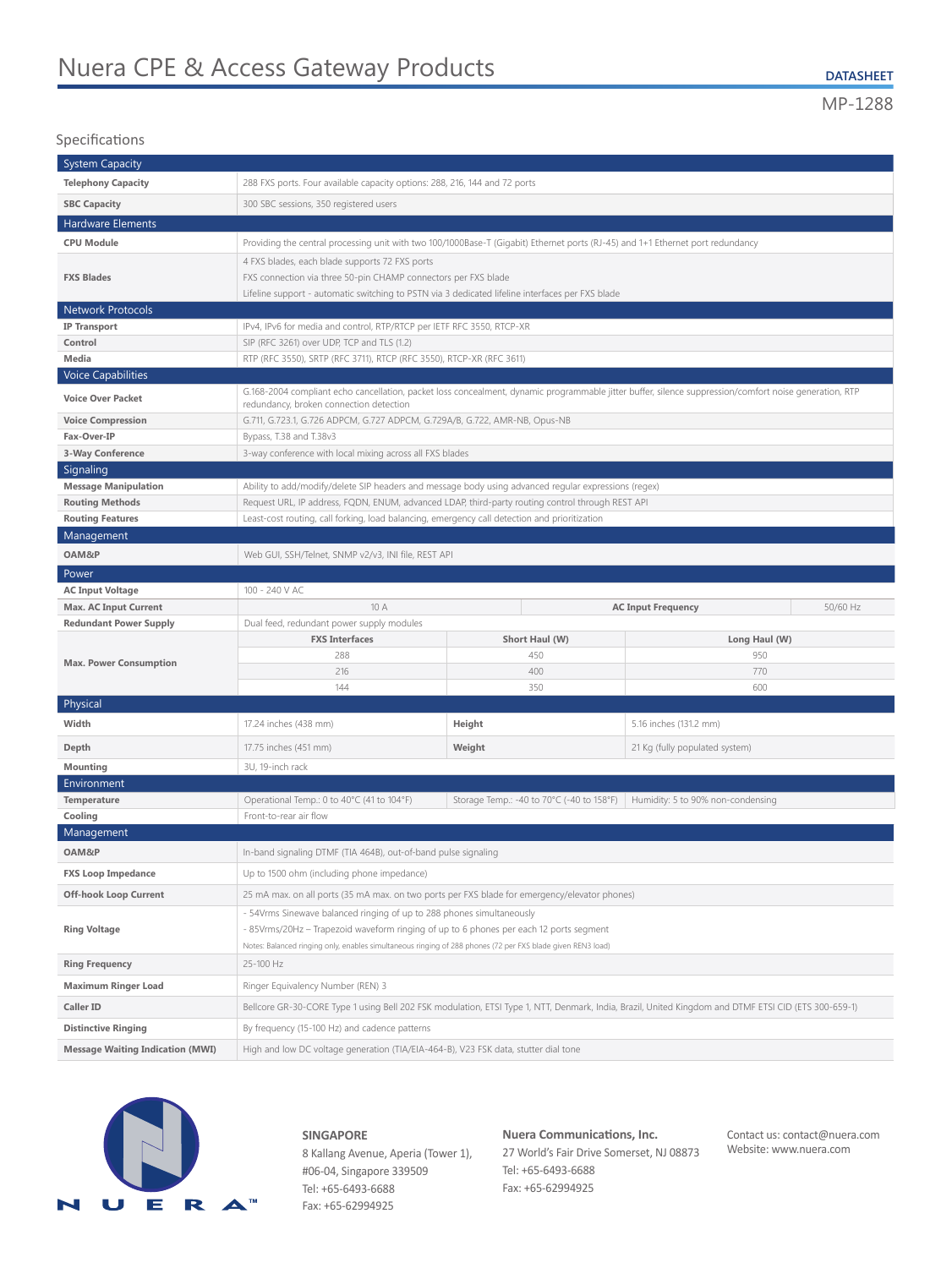# Nuera CPE & Access Gateway Products

DATASHEET

MP-1288

## Specifications

| | | | | |
|---|---|---|---|---|
| **System Capacity** | | | | |
| **Telephony Capacity** | 288 FXS ports. Four available capacity options: 288, 216, 144 and 72 ports | | | |
| **SBC Capacity** | 300 SBC sessions, 350 registered users | | | |
| **Hardware Elements** | | | | |
| **CPU Module** | Providing the central processing unit with two 100/1000Base-T (Gigabit) Ethernet ports (RJ-45) and 1+1 Ethernet port redundancy | | | |
| **FXS Blades** | 4 FXS blades, each blade supports 72 FXS ports<br>FXS connection via three 50-pin CHAMP connectors per FXS blade<br>Lifeline support - automatic switching to PSTN via 3 dedicated lifeline interfaces per FXS blade | | | |
| **Network Protocols** | | | | |
| **IP Transport** | IPv4, IPv6 for media and control, RTP/RTCP per IETF RFC 3550, RTCP-XR | | | |
| **Control** | SIP (RFC 3261) over UDP, TCP and TLS (1.2) | | | |
| **Media** | RTP (RFC 3550), SRTP (RFC 3711), RTCP (RFC 3550), RTCP-XR (RFC 3611) | | | |
| **Voice Capabilities** | | | | |
| **Voice Over Packet** | G.168-2004 compliant echo cancellation, packet loss concealment, dynamic programmable jitter buffer, silence suppression/comfort noise generation, RTP redundancy, broken connection detection | | | |
| **Voice Compression** | G.711, G.723.1, G.726 ADPCM, G.727 ADPCM, G.729A/B, G.722, AMR-NB, Opus-NB | | | |
| **Fax-Over-IP** | Bypass, T.38 and T.38v3 | | | |
| **3-Way Conference** | 3-way conference with local mixing across all FXS blades | | | |
| **Signaling** | | | | |
| **Message Manipulation** | Ability to add/modify/delete SIP headers and message body using advanced regular expressions (regex) | | | |
| **Routing Methods** | Request URL, IP address, FQDN, ENUM, advanced LDAP, third-party routing control through REST API | | | |
| **Routing Features** | Least-cost routing, call forking, load balancing, emergency call detection and prioritization | | | |
| **Management** | | | | |
| **OAM&P** | Web GUI, SSH/Telnet, SNMP v2/v3, INI file, REST API | | | |
| **Power** | | | | |
| **AC Input Voltage** | 100 - 240 V AC | | | |
| **Max. AC Input Current** | 10 A | | **AC Input Frequency** | 50/60 Hz |
| **Redundant Power Supply** | Dual feed, redundant power supply modules | | | |
| **Max. Power Consumption** | **FXS Interfaces** | **Short Haul (W)** | **Long Haul (W)** | |
| | 288 | 450 | 950 | |
| | 216 | 400 | 770 | |
| | 144 | 350 | 600 | |
| **Physical** | | | | |
| **Width** | 17.24 inches (438 mm) | **Height** | 5.16 inches (131.2 mm) | |
| **Depth** | 17.75 inches (451 mm) | **Weight** | 21 Kg (fully populated system) | |
| **Mounting** | 3U, 19-inch rack | | | |
| **Environment** | | | | |
| **Temperature** | Operational Temp.: 0 to 40°C (41 to 104°F) | Storage Temp.: -40 to 70°C (-40 to 158°F) | Humidity: 5 to 90% non-condensing | |
| **Cooling** | Front-to-rear air flow | | | |
| **Management** | | | | |
| **OAM&P** | In-band signaling DTMF (TIA 464B), out-of-band pulse signaling | | | |
| **FXS Loop Impedance** | Up to 1500 ohm (including phone impedance) | | | |
| **Off-hook Loop Current** | 25 mA max. on all ports (35 mA max. on two ports per FXS blade for emergency/elevator phones) | | | |
| **Ring Voltage** | - 54Vrms Sinewave balanced ringing of up to 288 phones simultaneously<br>- 85Vrms/20Hz – Trapezoid waveform ringing of up to 6 phones per each 12 ports segment<br>Notes: Balanced ringing only, enables simultaneous ringing of 288 phones (72 per FXS blade given REN3 load) | | | |
| **Ring Frequency** | 25-100 Hz | | | |
| **Maximum Ringer Load** | Ringer Equivalency Number (REN) 3 | | | |
| **Caller ID** | Bellcore GR-30-CORE Type 1 using Bell 202 FSK modulation, ETSI Type 1, NTT, Denmark, India, Brazil, United Kingdom and DTMF ETSI CID (ETS 300-659-1) | | | |
| **Distinctive Ringing** | By frequency (15-100 Hz) and cadence patterns | | | |
| **Message Waiting Indication (MWI)** | High and low DC voltage generation (TIA/EIA-464-B), V23 FSK data, stutter dial tone | | | |

NUERA™

**SINGAPORE**
8 Kallang Avenue, Aperia (Tower 1), #06-04, Singapore 339509
Tel: +65-6493-6688
Fax: +65-62994925

**Nuera Communications, Inc.**
27 World's Fair Drive Somerset, NJ 08873
Tel: +65-6493-6688
Fax: +65-62994925

Contact us: contact@nuera.com
Website: www.nuera.com